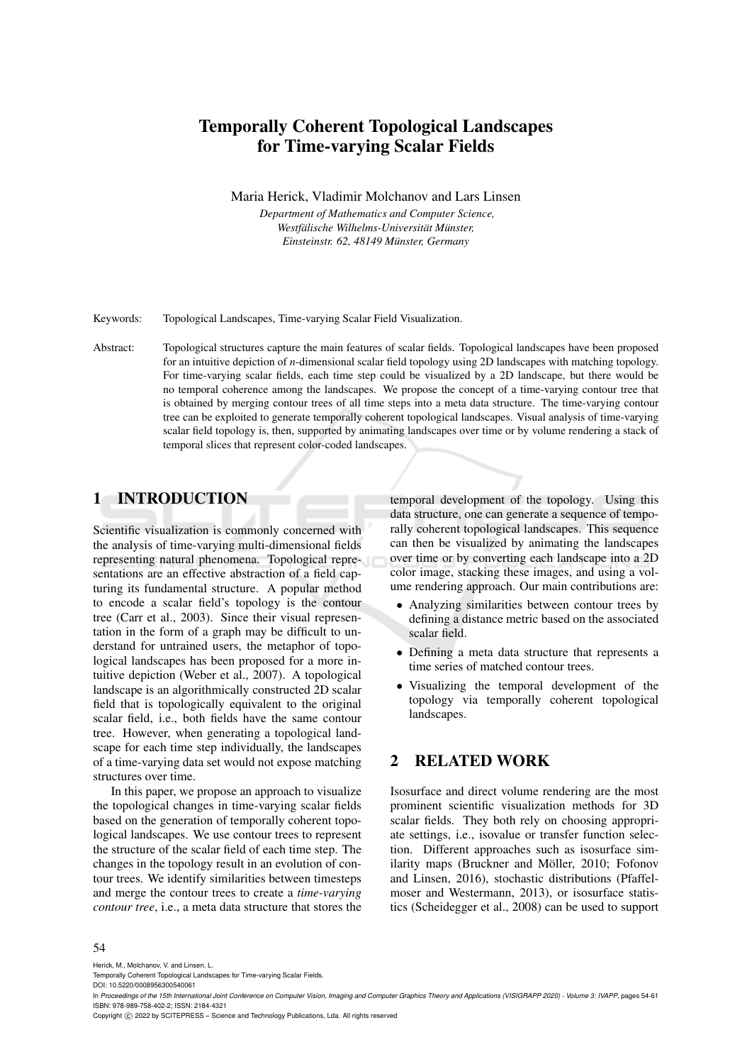# Temporally Coherent Topological Landscapes for Time-varying Scalar Fields

Maria Herick, Vladimir Molchanov and Lars Linsen

*Department of Mathematics and Computer Science,*
*Westfälische Wilhelms-Universität Münster,*
*Einsteinstr. 62, 48149 Münster, Germany*

Keywords: Topological Landscapes, Time-varying Scalar Field Visualization.

Abstract: Topological structures capture the main features of scalar fields. Topological landscapes have been proposed for an intuitive depiction of *n*-dimensional scalar field topology using 2D landscapes with matching topology. For time-varying scalar fields, each time step could be visualized by a 2D landscape, but there would be no temporal coherence among the landscapes. We propose the concept of a time-varying contour tree that is obtained by merging contour trees of all time steps into a meta data structure. The time-varying contour tree can be exploited to generate temporally coherent topological landscapes. Visual analysis of time-varying scalar field topology is, then, supported by animating landscapes over time or by volume rendering a stack of temporal slices that represent color-coded landscapes.

## 1 INTRODUCTION

Scientific visualization is commonly concerned with the analysis of time-varying multi-dimensional fields representing natural phenomena. Topological representations are an effective abstraction of a field capturing its fundamental structure. A popular method to encode a scalar field's topology is the contour tree (Carr et al., 2003). Since their visual representation in the form of a graph may be difficult to understand for untrained users, the metaphor of topological landscapes has been proposed for a more intuitive depiction (Weber et al., 2007). A topological landscape is an algorithmically constructed 2D scalar field that is topologically equivalent to the original scalar field, i.e., both fields have the same contour tree. However, when generating a topological landscape for each time step individually, the landscapes of a time-varying data set would not expose matching structures over time.

In this paper, we propose an approach to visualize the topological changes in time-varying scalar fields based on the generation of temporally coherent topological landscapes. We use contour trees to represent the structure of the scalar field of each time step. The changes in the topology result in an evolution of contour trees. We identify similarities between timesteps and merge the contour trees to create a *time-varying contour tree*, i.e., a meta data structure that stores the temporal development of the topology. Using this data structure, one can generate a sequence of temporally coherent topological landscapes. This sequence can then be visualized by animating the landscapes over time or by converting each landscape into a 2D color image, stacking these images, and using a volume rendering approach. Our main contributions are:

- Analyzing similarities between contour trees by defining a distance metric based on the associated scalar field.
- Defining a meta data structure that represents a time series of matched contour trees.
- Visualizing the temporal development of the topology via temporally coherent topological landscapes.

## 2 RELATED WORK

Isosurface and direct volume rendering are the most prominent scientific visualization methods for 3D scalar fields. They both rely on choosing appropriate settings, i.e., isovalue or transfer function selection. Different approaches such as isosurface similarity maps (Bruckner and Möller, 2010; Fofonov and Linsen, 2016), stochastic distributions (Pfaffelmoser and Westermann, 2013), or isosurface statistics (Scheidegger et al., 2008) can be used to support

Herick, M., Molchanov, V. and Linsen, L.
Temporally Coherent Topological Landscapes for Time-varying Scalar Fields.
DOI: 10.5220/0008956300540061
In *Proceedings of the 15th International Joint Conference on Computer Vision, Imaging and Computer Graphics Theory and Applications (VISIGRAPP 2020) - Volume 3: IVAPP*, pages 54-61
ISBN: 978-989-758-402-2; ISSN: 2184-4321
Copyright © 2022 by SCITEPRESS – Science and Technology Publications, Lda. All rights reserved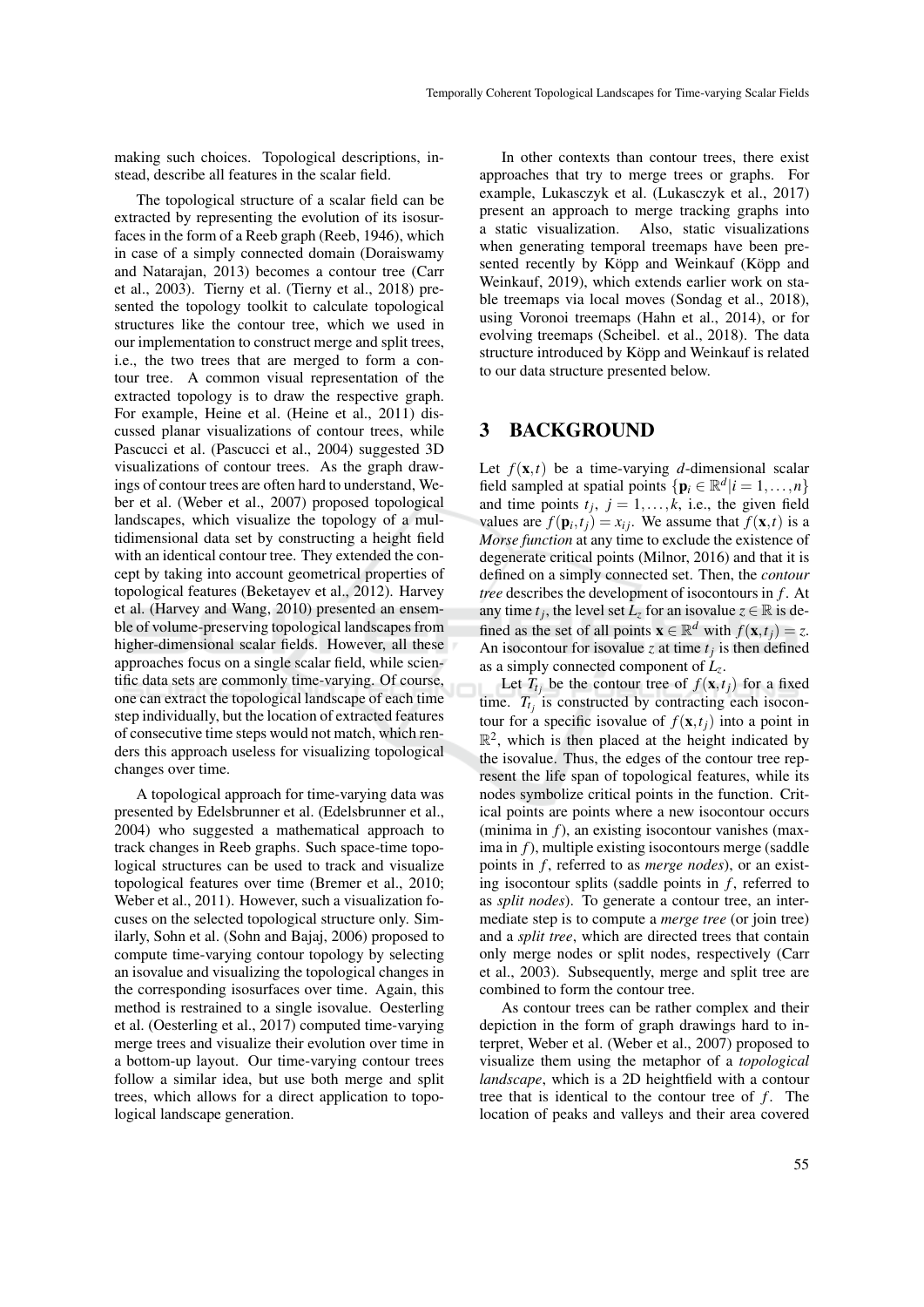making such choices. Topological descriptions, instead, describe all features in the scalar field.

The topological structure of a scalar field can be extracted by representing the evolution of its isosurfaces in the form of a Reeb graph (Reeb, 1946), which in case of a simply connected domain (Doraiswamy and Natarajan, 2013) becomes a contour tree (Carr et al., 2003). Tierny et al. (Tierny et al., 2018) presented the topology toolkit to calculate topological structures like the contour tree, which we used in our implementation to construct merge and split trees, i.e., the two trees that are merged to form a contour tree. A common visual representation of the extracted topology is to draw the respective graph. For example, Heine et al. (Heine et al., 2011) discussed planar visualizations of contour trees, while Pascucci et al. (Pascucci et al., 2004) suggested 3D visualizations of contour trees. As the graph drawings of contour trees are often hard to understand, Weber et al. (Weber et al., 2007) proposed topological landscapes, which visualize the topology of a multidimensional data set by constructing a height field with an identical contour tree. They extended the concept by taking into account geometrical properties of topological features (Beketayev et al., 2012). Harvey et al. (Harvey and Wang, 2010) presented an ensemble of volume-preserving topological landscapes from higher-dimensional scalar fields. However, all these approaches focus on a single scalar field, while scientific data sets are commonly time-varying. Of course, one can extract the topological landscape of each time step individually, but the location of extracted features of consecutive time steps would not match, which renders this approach useless for visualizing topological changes over time.

A topological approach for time-varying data was presented by Edelsbrunner et al. (Edelsbrunner et al., 2004) who suggested a mathematical approach to track changes in Reeb graphs. Such space-time topological structures can be used to track and visualize topological features over time (Bremer et al., 2010; Weber et al., 2011). However, such a visualization focuses on the selected topological structure only. Similarly, Sohn et al. (Sohn and Bajaj, 2006) proposed to compute time-varying contour topology by selecting an isovalue and visualizing the topological changes in the corresponding isosurfaces over time. Again, this method is restrained to a single isovalue. Oesterling et al. (Oesterling et al., 2017) computed time-varying merge trees and visualize their evolution over time in a bottom-up layout. Our time-varying contour trees follow a similar idea, but use both merge and split trees, which allows for a direct application to topological landscape generation.

In other contexts than contour trees, there exist approaches that try to merge trees or graphs. For example, Lukasczyk et al. (Lukasczyk et al., 2017) present an approach to merge tracking graphs into a static visualization. Also, static visualizations when generating temporal treemaps have been presented recently by Köpp and Weinkauf (Köpp and Weinkauf, 2019), which extends earlier work on stable treemaps via local moves (Sondag et al., 2018), using Voronoi treemaps (Hahn et al., 2014), or for evolving treemaps (Scheibel. et al., 2018). The data structure introduced by Köpp and Weinkauf is related to our data structure presented below.

## 3 BACKGROUND

Let $f(\mathbf{x},t)$ be a time-varying $d$-dimensional scalar field sampled at spatial points $\{\mathbf{p}_i \in \mathbb{R}^d | i = 1,\ldots,n\}$ and time points $t_j$, $j = 1,\ldots,k$, i.e., the given field values are $f(\mathbf{p}_i,t_j) = x_{ij}$. We assume that $f(\mathbf{x},t)$ is a *Morse function* at any time to exclude the existence of degenerate critical points (Milnor, 2016) and that it is defined on a simply connected set. Then, the *contour tree* describes the development of isocontours in $f$. At any time $t_j$, the level set $L_z$ for an isovalue $z \in \mathbb{R}$ is defined as the set of all points $\mathbf{x} \in \mathbb{R}^d$ with $f(\mathbf{x},t_j) = z$. An isocontour for isovalue $z$ at time $t_j$ is then defined as a simply connected component of $L_z$.

Let $T_{t_j}$ be the contour tree of $f(\mathbf{x},t_j)$ for a fixed time. $T_{t_j}$ is constructed by contracting each isocontour for a specific isovalue of $f(\mathbf{x},t_j)$ into a point in $\mathbb{R}^2$, which is then placed at the height indicated by the isovalue. Thus, the edges of the contour tree represent the life span of topological features, while its nodes symbolize critical points in the function. Critical points are points where a new isocontour occurs (minima in $f$), an existing isocontour vanishes (maxima in $f$), multiple existing isocontours merge (saddle points in $f$, referred to as *merge nodes*), or an existing isocontour splits (saddle points in $f$, referred to as *split nodes*). To generate a contour tree, an intermediate step is to compute a *merge tree* (or join tree) and a *split tree*, which are directed trees that contain only merge nodes or split nodes, respectively (Carr et al., 2003). Subsequently, merge and split tree are combined to form the contour tree.

As contour trees can be rather complex and their depiction in the form of graph drawings hard to interpret, Weber et al. (Weber et al., 2007) proposed to visualize them using the metaphor of a *topological landscape*, which is a 2D heightfield with a contour tree that is identical to the contour tree of $f$. The location of peaks and valleys and their area covered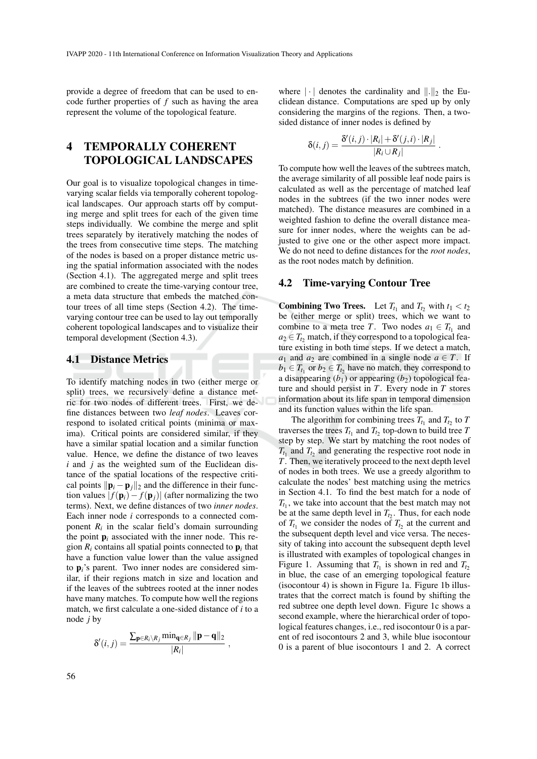provide a degree of freedom that can be used to encode further properties of $f$ such as having the area represent the volume of the topological feature.

# 4 TEMPORALLY COHERENT TOPOLOGICAL LANDSCAPES

Our goal is to visualize topological changes in time-varying scalar fields via temporally coherent topological landscapes. Our approach starts off by computing merge and split trees for each of the given time steps individually. We combine the merge and split trees separately by iteratively matching the nodes of the trees from consecutive time steps. The matching of the nodes is based on a proper distance metric using the spatial information associated with the nodes (Section 4.1). The aggregated merge and split trees are combined to create the time-varying contour tree, a meta data structure that embeds the matched contour trees of all time steps (Section 4.2). The time-varying contour tree can be used to lay out temporally coherent topological landscapes and to visualize their temporal development (Section 4.3).

## 4.1 Distance Metrics

To identify matching nodes in two (either merge or split) trees, we recursively define a distance metric for two nodes of different trees. First, we define distances between two *leaf nodes*. Leaves correspond to isolated critical points (minima or maxima). Critical points are considered similar, if they have a similar spatial location and a similar function value. Hence, we define the distance of two leaves $i$ and $j$ as the weighted sum of the Euclidean distance of the spatial locations of the respective critical points $\|\mathbf{p}_i - \mathbf{p}_j\|_2$ and the difference in their function values $|f(\mathbf{p}_i) - f(\mathbf{p}_j)|$ (after normalizing the two terms). Next, we define distances of two *inner nodes*. Each inner node $i$ corresponds to a connected component $R_i$ in the scalar field's domain surrounding the point $\mathbf{p}_i$ associated with the inner node. This region $R_i$ contains all spatial points connected to $\mathbf{p}_i$ that have a function value lower than the value assigned to $\mathbf{p}_i$'s parent. Two inner nodes are considered similar, if their regions match in size and location and if the leaves of the subtrees rooted at the inner nodes have many matches. To compute how well the regions match, we first calculate a one-sided distance of $i$ to a node $j$ by

$$\delta'(i,j) = \frac{\sum_{\mathbf{p} \in R_i \setminus R_j} \min_{\mathbf{q} \in R_j} \|\mathbf{p} - \mathbf{q}\|_2}{|R_i|},$$

where $|\cdot|$ denotes the cardinality and $\|.\|_2$ the Euclidean distance. Computations are sped up by only considering the margins of the regions. Then, a two-sided distance of inner nodes is defined by

$$\delta(i,j) = \frac{\delta'(i,j) \cdot |R_i| + \delta'(j,i) \cdot |R_j|}{|R_i \cup R_j|}.$$

To compute how well the leaves of the subtrees match, the average similarity of all possible leaf node pairs is calculated as well as the percentage of matched leaf nodes in the subtrees (if the two inner nodes were matched). The distance measures are combined in a weighted fashion to define the overall distance measure for inner nodes, where the weights can be adjusted to give one or the other aspect more impact. We do not need to define distances for the *root nodes*, as the root nodes match by definition.

## 4.2 Time-varying Contour Tree

**Combining Two Trees.** Let $T_{t_1}$ and $T_{t_2}$ with $t_1 < t_2$ be (either merge or split) trees, which we want to combine to a meta tree $T$. Two nodes $a_1 \in T_{t_1}$ and $a_2 \in T_{t_2}$ match, if they correspond to a topological feature existing in both time steps. If we detect a match, $a_1$ and $a_2$ are combined in a single node $a \in T$. If $b_1 \in T_{t_1}$ or $b_2 \in T_{t_2}$ have no match, they correspond to a disappearing ($b_1$) or appearing ($b_2$) topological feature and should persist in $T$. Every node in $T$ stores information about its life span in temporal dimension and its function values within the life span.

The algorithm for combining trees $T_{t_1}$ and $T_{t_2}$ to $T$ traverses the trees $T_{t_1}$ and $T_{t_2}$ top-down to build tree $T$ step by step. We start by matching the root nodes of $T_{t_1}$ and $T_{t_2}$ and generating the respective root node in $T$. Then, we iteratively proceed to the next depth level of nodes in both trees. We use a greedy algorithm to calculate the nodes' best matching using the metrics in Section 4.1. To find the best match for a node of $T_{t_1}$, we take into account that the best match may not be at the same depth level in $T_{t_2}$. Thus, for each node of $T_{t_1}$ we consider the nodes of $T_{t_2}$ at the current and the subsequent depth level and vice versa. The necessity of taking into account the subsequent depth level is illustrated with examples of topological changes in Figure 1. Assuming that $T_{t_1}$ is shown in red and $T_{t_2}$ in blue, the case of an emerging topological feature (isocontour 4) is shown in Figure 1a. Figure 1b illustrates that the correct match is found by shifting the red subtree one depth level down. Figure 1c shows a second example, where the hierarchical order of topological features changes, i.e., red isocontour 0 is a parent of red isocontours 2 and 3, while blue isocontour 0 is a parent of blue isocontours 1 and 2. A correct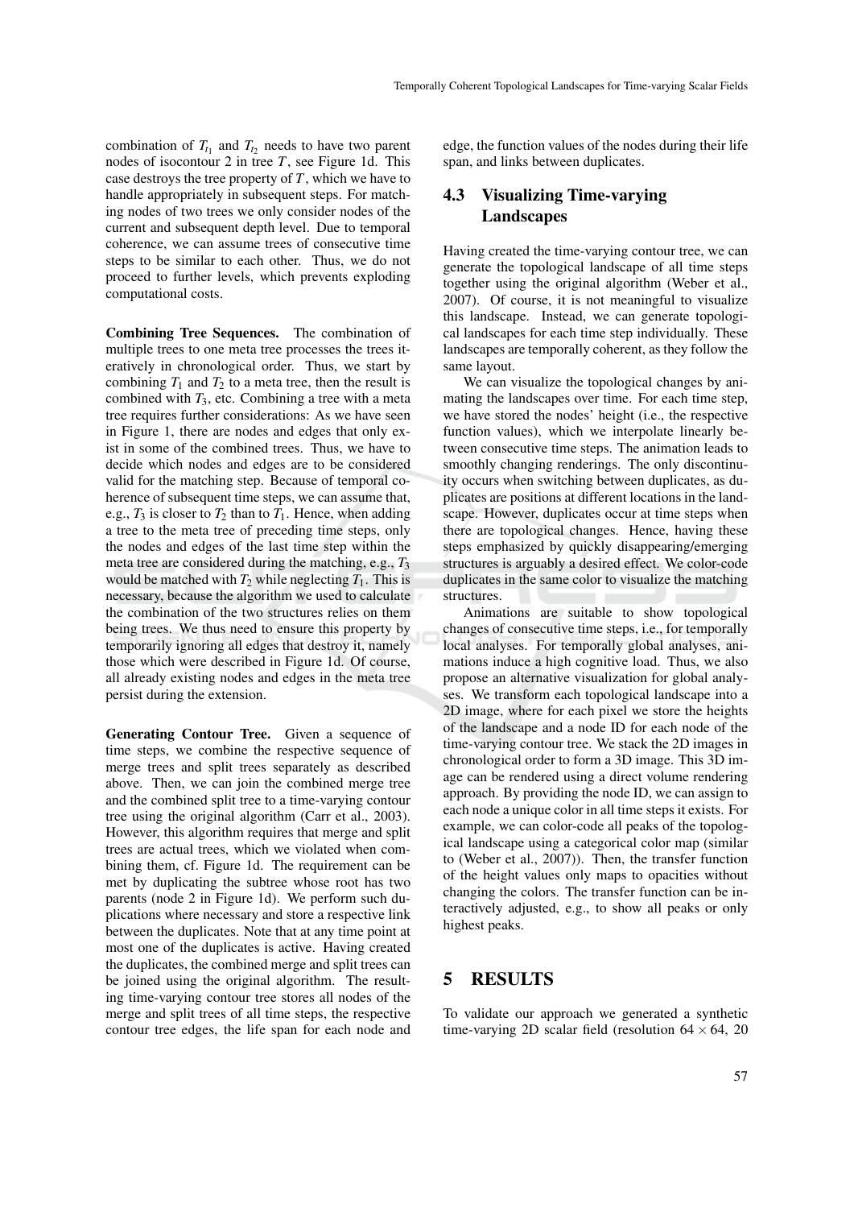combination of $T_{t_1}$ and $T_{t_2}$ needs to have two parent nodes of isocontour 2 in tree $T$, see Figure 1d. This case destroys the tree property of $T$, which we have to handle appropriately in subsequent steps. For matching nodes of two trees we only consider nodes of the current and subsequent depth level. Due to temporal coherence, we can assume trees of consecutive time steps to be similar to each other. Thus, we do not proceed to further levels, which prevents exploding computational costs.

**Combining Tree Sequences.** The combination of multiple trees to one meta tree processes the trees iteratively in chronological order. Thus, we start by combining $T_1$ and $T_2$ to a meta tree, then the result is combined with $T_3$, etc. Combining a tree with a meta tree requires further considerations: As we have seen in Figure 1, there are nodes and edges that only exist in some of the combined trees. Thus, we have to decide which nodes and edges are to be considered valid for the matching step. Because of temporal coherence of subsequent time steps, we can assume that, e.g., $T_3$ is closer to $T_2$ than to $T_1$. Hence, when adding a tree to the meta tree of preceding time steps, only the nodes and edges of the last time step within the meta tree are considered during the matching, e.g., $T_3$ would be matched with $T_2$ while neglecting $T_1$. This is necessary, because the algorithm we used to calculate the combination of the two structures relies on them being trees. We thus need to ensure this property by temporarily ignoring all edges that destroy it, namely those which were described in Figure 1d. Of course, all already existing nodes and edges in the meta tree persist during the extension.

**Generating Contour Tree.** Given a sequence of time steps, we combine the respective sequence of merge trees and split trees separately as described above. Then, we can join the combined merge tree and the combined split tree to a time-varying contour tree using the original algorithm (Carr et al., 2003). However, this algorithm requires that merge and split trees are actual trees, which we violated when combining them, cf. Figure 1d. The requirement can be met by duplicating the subtree whose root has two parents (node 2 in Figure 1d). We perform such duplications where necessary and store a respective link between the duplicates. Note that at any time point at most one of the duplicates is active. Having created the duplicates, the combined merge and split trees can be joined using the original algorithm. The resulting time-varying contour tree stores all nodes of the merge and split trees of all time steps, the respective contour tree edges, the life span for each node and edge, the function values of the nodes during their life span, and links between duplicates.

### 4.3 Visualizing Time-varying Landscapes

Having created the time-varying contour tree, we can generate the topological landscape of all time steps together using the original algorithm (Weber et al., 2007). Of course, it is not meaningful to visualize this landscape. Instead, we can generate topological landscapes for each time step individually. These landscapes are temporally coherent, as they follow the same layout.

We can visualize the topological changes by animating the landscapes over time. For each time step, we have stored the nodes' height (i.e., the respective function values), which we interpolate linearly between consecutive time steps. The animation leads to smoothly changing renderings. The only discontinuity occurs when switching between duplicates, as duplicates are positions at different locations in the landscape. However, duplicates occur at time steps when there are topological changes. Hence, having these steps emphasized by quickly disappearing/emerging structures is arguably a desired effect. We color-code duplicates in the same color to visualize the matching structures.

Animations are suitable to show topological changes of consecutive time steps, i.e., for temporally local analyses. For temporally global analyses, animations induce a high cognitive load. Thus, we also propose an alternative visualization for global analyses. We transform each topological landscape into a 2D image, where for each pixel we store the heights of the landscape and a node ID for each node of the time-varying contour tree. We stack the 2D images in chronological order to form a 3D image. This 3D image can be rendered using a direct volume rendering approach. By providing the node ID, we can assign to each node a unique color in all time steps it exists. For example, we can color-code all peaks of the topological landscape using a categorical color map (similar to (Weber et al., 2007)). Then, the transfer function of the height values only maps to opacities without changing the colors. The transfer function can be interactively adjusted, e.g., to show all peaks or only highest peaks.

## 5 RESULTS

To validate our approach we generated a synthetic time-varying 2D scalar field (resolution $64 \times 64$, 20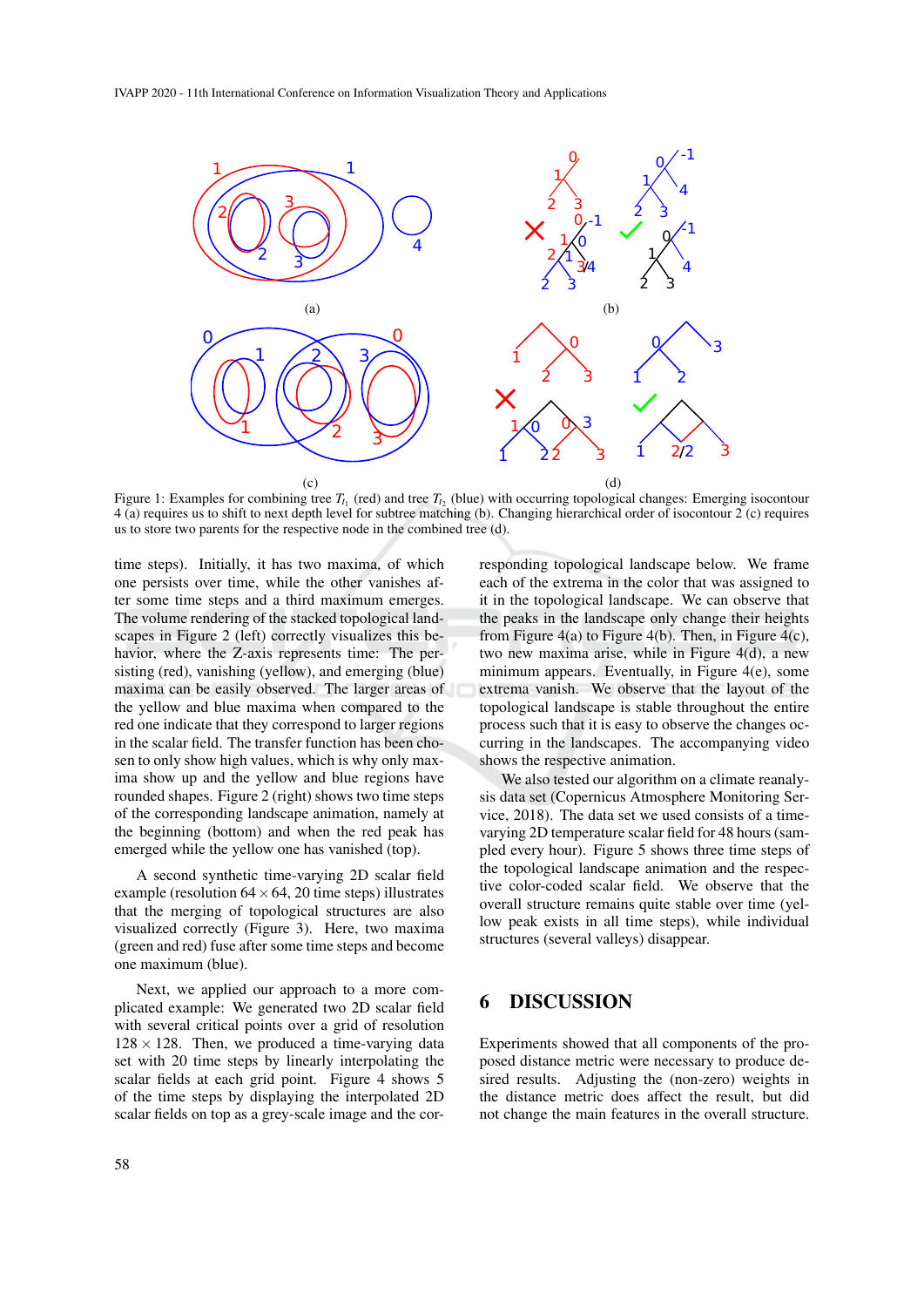Figure 1: Examples for combining tree $T_{t_1}$ (red) and tree $T_{t_2}$ (blue) with occurring topological changes: Emerging isocontour 4 (a) requires us to shift to next depth level for subtree matching (b). Changing hierarchical order of isocontour 2 (c) requires us to store two parents for the respective node in the combined tree (d).

time steps). Initially, it has two maxima, of which one persists over time, while the other vanishes after some time steps and a third maximum emerges. The volume rendering of the stacked topological landscapes in Figure 2 (left) correctly visualizes this behavior, where the Z-axis represents time: The persisting (red), vanishing (yellow), and emerging (blue) maxima can be easily observed. The larger areas of the yellow and blue maxima when compared to the red one indicate that they correspond to larger regions in the scalar field. The transfer function has been chosen to only show high values, which is why only maxima show up and the yellow and blue regions have rounded shapes. Figure 2 (right) shows two time steps of the corresponding landscape animation, namely at the beginning (bottom) and when the red peak has emerged while the yellow one has vanished (top).

A second synthetic time-varying 2D scalar field example (resolution $64 \times 64$, 20 time steps) illustrates that the merging of topological structures are also visualized correctly (Figure 3). Here, two maxima (green and red) fuse after some time steps and become one maximum (blue).

Next, we applied our approach to a more complicated example: We generated two 2D scalar field with several critical points over a grid of resolution $128 \times 128$. Then, we produced a time-varying data set with 20 time steps by linearly interpolating the scalar fields at each grid point. Figure 4 shows 5 of the time steps by displaying the interpolated 2D scalar fields on top as a grey-scale image and the corresponding topological landscape below. We frame each of the extrema in the color that was assigned to it in the topological landscape. We can observe that the peaks in the landscape only change their heights from Figure 4(a) to Figure 4(b). Then, in Figure 4(c), two new maxima arise, while in Figure 4(d), a new minimum appears. Eventually, in Figure 4(e), some extrema vanish. We observe that the layout of the topological landscape is stable throughout the entire process such that it is easy to observe the changes occurring in the landscapes. The accompanying video shows the respective animation.

We also tested our algorithm on a climate reanalysis data set (Copernicus Atmosphere Monitoring Service, 2018). The data set we used consists of a time-varying 2D temperature scalar field for 48 hours (sampled every hour). Figure 5 shows three time steps of the topological landscape animation and the respective color-coded scalar field. We observe that the overall structure remains quite stable over time (yellow peak exists in all time steps), while individual structures (several valleys) disappear.

## 6 DISCUSSION

Experiments showed that all components of the proposed distance metric were necessary to produce desired results. Adjusting the (non-zero) weights in the distance metric does affect the result, but did not change the main features in the overall structure.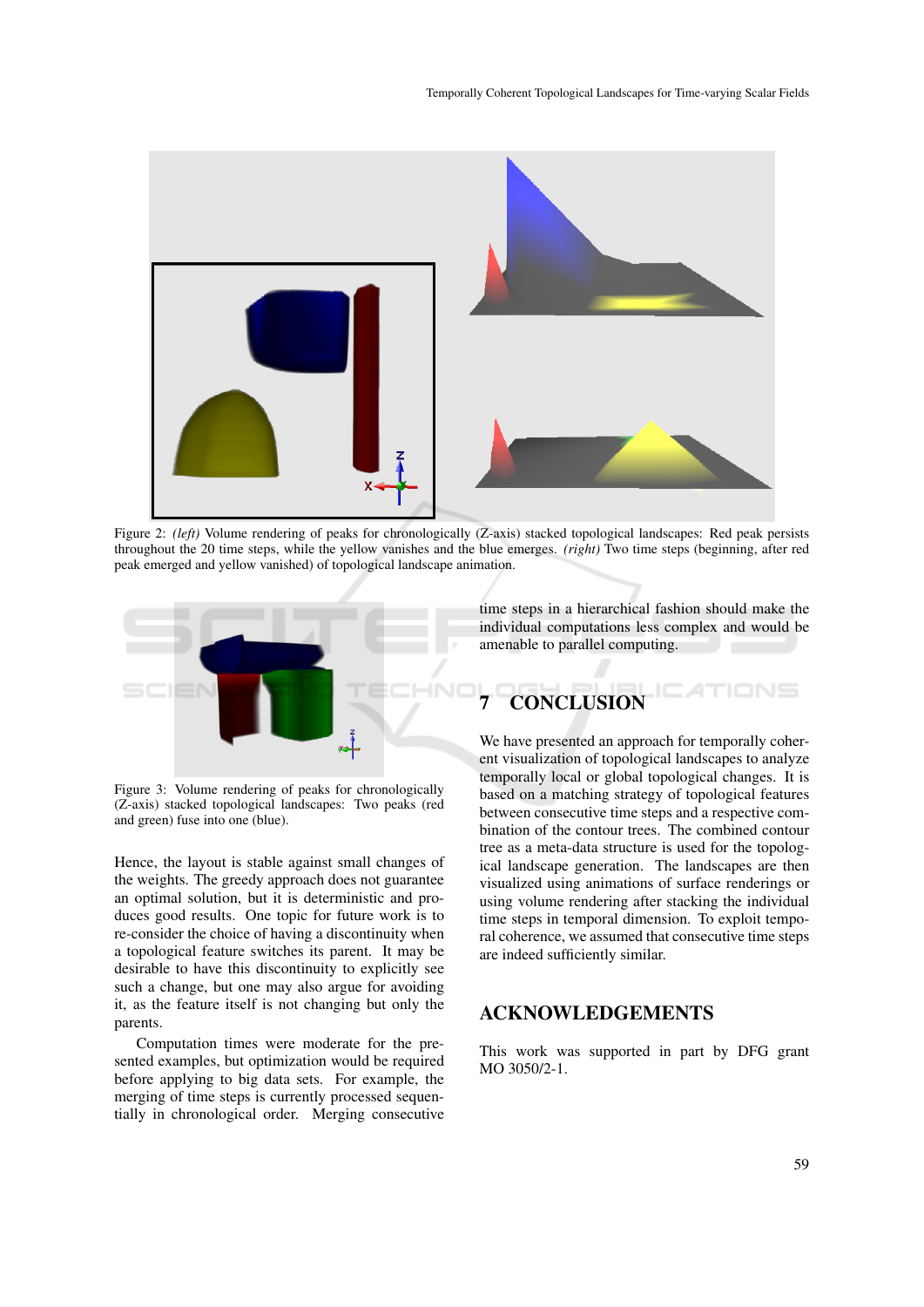Figure 2: *(left)* Volume rendering of peaks for chronologically (Z-axis) stacked topological landscapes: Red peak persists throughout the 20 time steps, while the yellow vanishes and the blue emerges. *(right)* Two time steps (beginning, after red peak emerged and yellow vanished) of topological landscape animation.

Figure 3: Volume rendering of peaks for chronologically (Z-axis) stacked topological landscapes: Two peaks (red and green) fuse into one (blue).

Hence, the layout is stable against small changes of the weights. The greedy approach does not guarantee an optimal solution, but it is deterministic and produces good results. One topic for future work is to re-consider the choice of having a discontinuity when a topological feature switches its parent. It may be desirable to have this discontinuity to explicitly see such a change, but one may also argue for avoiding it, as the feature itself is not changing but only the parents.

Computation times were moderate for the presented examples, but optimization would be required before applying to big data sets. For example, the merging of time steps is currently processed sequentially in chronological order. Merging consecutive time steps in a hierarchical fashion should make the individual computations less complex and would be amenable to parallel computing.

## 7 CONCLUSION

We have presented an approach for temporally coherent visualization of topological landscapes to analyze temporally local or global topological changes. It is based on a matching strategy of topological features between consecutive time steps and a respective combination of the contour trees. The combined contour tree as a meta-data structure is used for the topological landscape generation. The landscapes are then visualized using animations of surface renderings or using volume rendering after stacking the individual time steps in temporal dimension. To exploit temporal coherence, we assumed that consecutive time steps are indeed sufficiently similar.

## ACKNOWLEDGEMENTS

This work was supported in part by DFG grant MO 3050/2-1.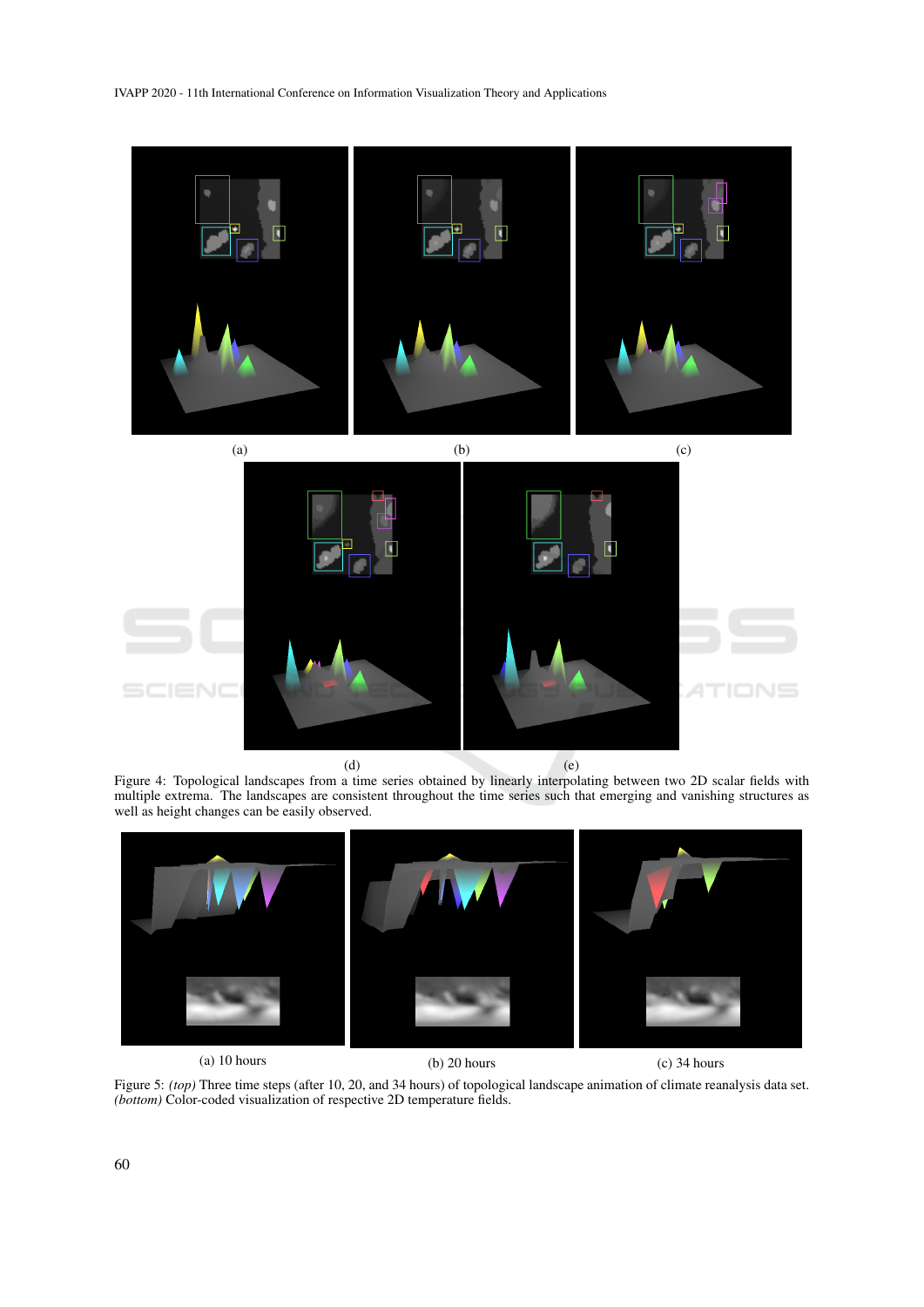(a)

(b)

(c)

(d)

(e)

Figure 4: Topological landscapes from a time series obtained by linearly interpolating between two 2D scalar fields with multiple extrema. The landscapes are consistent throughout the time series such that emerging and vanishing structures as well as height changes can be easily observed.

(a) 10 hours

(b) 20 hours

(c) 34 hours

Figure 5: *(top)* Three time steps (after 10, 20, and 34 hours) of topological landscape animation of climate reanalysis data set. *(bottom)* Color-coded visualization of respective 2D temperature fields.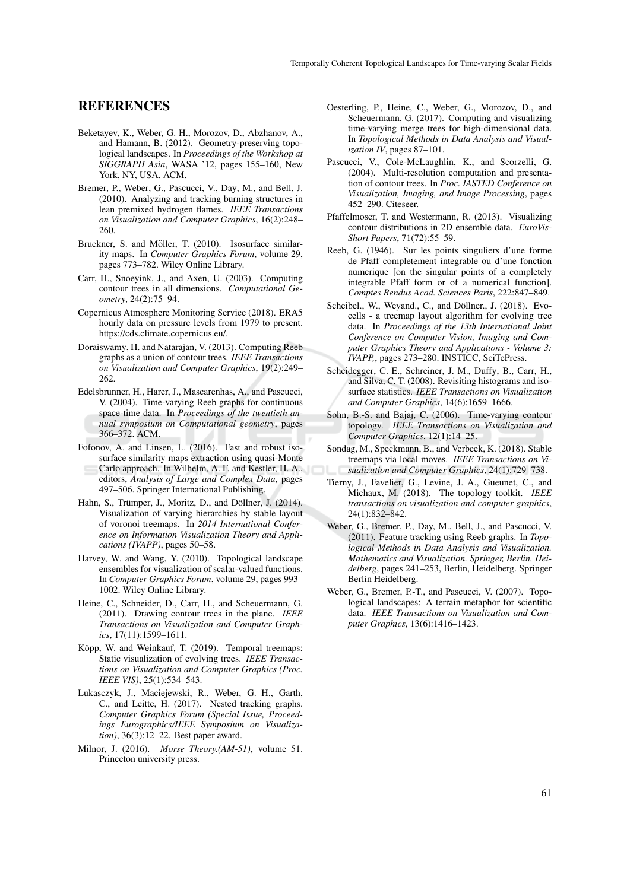## REFERENCES

Beketayev, K., Weber, G. H., Morozov, D., Abzhanov, A., and Hamann, B. (2012). Geometry-preserving topological landscapes. In *Proceedings of the Workshop at SIGGRAPH Asia*, WASA '12, pages 155–160, New York, NY, USA. ACM.

Bremer, P., Weber, G., Pascucci, V., Day, M., and Bell, J. (2010). Analyzing and tracking burning structures in lean premixed hydrogen flames. *IEEE Transactions on Visualization and Computer Graphics*, 16(2):248–260.

Bruckner, S. and Möller, T. (2010). Isosurface similarity maps. In *Computer Graphics Forum*, volume 29, pages 773–782. Wiley Online Library.

Carr, H., Snoeyink, J., and Axen, U. (2003). Computing contour trees in all dimensions. *Computational Geometry*, 24(2):75–94.

Copernicus Atmosphere Monitoring Service (2018). ERA5 hourly data on pressure levels from 1979 to present. https://cds.climate.copernicus.eu/.

Doraiswamy, H. and Natarajan, V. (2013). Computing Reeb graphs as a union of contour trees. *IEEE Transactions on Visualization and Computer Graphics*, 19(2):249–262.

Edelsbrunner, H., Harer, J., Mascarenhas, A., and Pascucci, V. (2004). Time-varying Reeb graphs for continuous space-time data. In *Proceedings of the twentieth annual symposium on Computational geometry*, pages 366–372. ACM.

Fofonov, A. and Linsen, L. (2016). Fast and robust isosurface similarity maps extraction using quasi-Monte Carlo approach. In Wilhelm, A. F. and Kestler, H. A., editors, *Analysis of Large and Complex Data*, pages 497–506. Springer International Publishing.

Hahn, S., Trümper, J., Moritz, D., and Döllner, J. (2014). Visualization of varying hierarchies by stable layout of voronoi treemaps. In *2014 International Conference on Information Visualization Theory and Applications (IVAPP)*, pages 50–58.

Harvey, W. and Wang, Y. (2010). Topological landscape ensembles for visualization of scalar-valued functions. In *Computer Graphics Forum*, volume 29, pages 993–1002. Wiley Online Library.

Heine, C., Schneider, D., Carr, H., and Scheuermann, G. (2011). Drawing contour trees in the plane. *IEEE Transactions on Visualization and Computer Graphics*, 17(11):1599–1611.

Köpp, W. and Weinkauf, T. (2019). Temporal treemaps: Static visualization of evolving trees. *IEEE Transactions on Visualization and Computer Graphics (Proc. IEEE VIS)*, 25(1):534–543.

Lukasczyk, J., Maciejewski, R., Weber, G. H., Garth, C., and Leitte, H. (2017). Nested tracking graphs. *Computer Graphics Forum (Special Issue, Proceedings Eurographics/IEEE Symposium on Visualization)*, 36(3):12–22. Best paper award.

Milnor, J. (2016). *Morse Theory.(AM-51)*, volume 51. Princeton university press.

Oesterling, P., Heine, C., Weber, G., Morozov, D., and Scheuermann, G. (2017). Computing and visualizing time-varying merge trees for high-dimensional data. In *Topological Methods in Data Analysis and Visualization IV*, pages 87–101.

Pascucci, V., Cole-McLaughlin, K., and Scorzelli, G. (2004). Multi-resolution computation and presentation of contour trees. In *Proc. IASTED Conference on Visualization, Imaging, and Image Processing*, pages 452–290. Citeseer.

Pfaffelmoser, T. and Westermann, R. (2013). Visualizing contour distributions in 2D ensemble data. *EuroVis-Short Papers*, 71(72):55–59.

Reeb, G. (1946). Sur les points singuliers d'une forme de Pfaff completement integrable ou d'une fonction numerique [on the singular points of a completely integrable Pfaff form or of a numerical function]. *Comptes Rendus Acad. Sciences Paris*, 222:847–849.

Scheibel., W., Weyand., C., and Döllner., J. (2018). Evocells - a treemap layout algorithm for evolving tree data. In *Proceedings of the 13th International Joint Conference on Computer Vision, Imaging and Computer Graphics Theory and Applications - Volume 3: IVAPP,*, pages 273–280. INSTICC, SciTePress.

Scheidegger, C. E., Schreiner, J. M., Duffy, B., Carr, H., and Silva, C. T. (2008). Revisiting histograms and isosurface statistics. *IEEE Transactions on Visualization and Computer Graphics*, 14(6):1659–1666.

Sohn, B.-S. and Bajaj, C. (2006). Time-varying contour topology. *IEEE Transactions on Visualization and Computer Graphics*, 12(1):14–25.

Sondag, M., Speckmann, B., and Verbeek, K. (2018). Stable treemaps via local moves. *IEEE Transactions on Visualization and Computer Graphics*, 24(1):729–738.

Tierny, J., Favelier, G., Levine, J. A., Gueunet, C., and Michaux, M. (2018). The topology toolkit. *IEEE transactions on visualization and computer graphics*, 24(1):832–842.

Weber, G., Bremer, P., Day, M., Bell, J., and Pascucci, V. (2011). Feature tracking using Reeb graphs. In *Topological Methods in Data Analysis and Visualization. Mathematics and Visualization. Springer, Berlin, Heidelberg*, pages 241–253, Berlin, Heidelberg. Springer Berlin Heidelberg.

Weber, G., Bremer, P.-T., and Pascucci, V. (2007). Topological landscapes: A terrain metaphor for scientific data. *IEEE Transactions on Visualization and Computer Graphics*, 13(6):1416–1423.